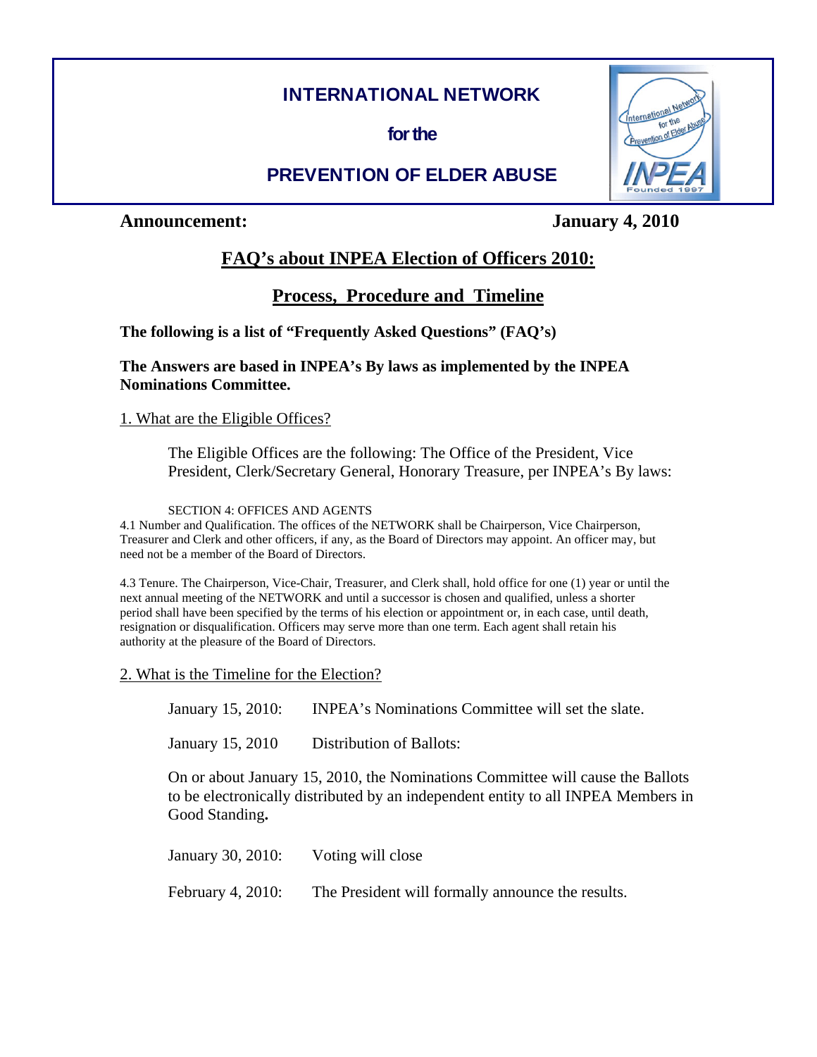# INTERNATIONAL NETWORK

**for the**

# PREVENTION OF ELDER ABUSE

**Announcement:** **January 4, 2010**

## FAQ's about INPEA Election of Officers 2010:

## Process, Procedure and Timeline

**The following is a list of "Frequently Asked Questions" (FAQ's)**

**The Answers are based in INPEA's By laws as implemented by the INPEA Nominations Committee.**

1. What are the Eligible Offices?

The Eligible Offices are the following: The Office of the President, Vice President, Clerk/Secretary General, Honorary Treasure, per INPEA's By laws:

SECTION 4: OFFICES AND AGENTS

4.1 Number and Qualification. The offices of the NETWORK shall be Chairperson, Vice Chairperson, Treasurer and Clerk and other officers, if any, as the Board of Directors may appoint. An officer may, but need not be a member of the Board of Directors.

4.3 Tenure. The Chairperson, Vice-Chair, Treasurer, and Clerk shall, hold office for one (1) year or until the next annual meeting of the NETWORK and until a successor is chosen and qualified, unless a shorter period shall have been specified by the terms of his election or appointment or, in each case, until death, resignation or disqualification. Officers may serve more than one term. Each agent shall retain his authority at the pleasure of the Board of Directors.

2. What is the Timeline for the Election?

January 15, 2010: INPEA's Nominations Committee will set the slate.

January 15, 2010 Distribution of Ballots:

On or about January 15, 2010, the Nominations Committee will cause the Ballots to be electronically distributed by an independent entity to all INPEA Members in Good Standing**.**

January 30, 2010: Voting will close

February 4, 2010: The President will formally announce the results.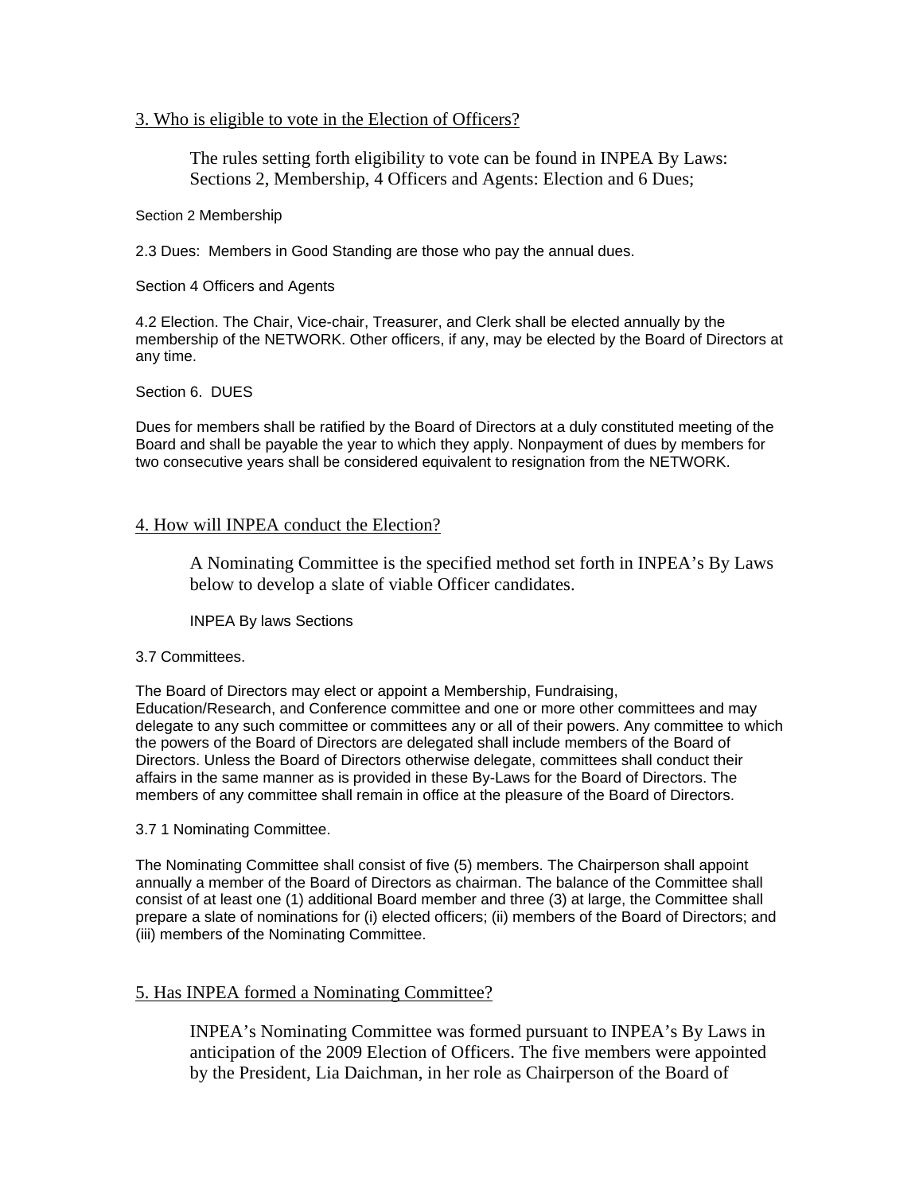## 3. Who is eligible to vote in the Election of Officers?

The rules setting forth eligibility to vote can be found in INPEA By Laws: Sections 2, Membership, 4 Officers and Agents: Election and 6 Dues;

Section 2 Membership

2.3 Dues: Members in Good Standing are those who pay the annual dues.

Section 4 Officers and Agents

4.2 Election. The Chair, Vice-chair, Treasurer, and Clerk shall be elected annually by the membership of the NETWORK. Other officers, if any, may be elected by the Board of Directors at any time.

Section 6. DUES

Dues for members shall be ratified by the Board of Directors at a duly constituted meeting of the Board and shall be payable the year to which they apply. Nonpayment of dues by members for two consecutive years shall be considered equivalent to resignation from the NETWORK.

## 4. How will INPEA conduct the Election?

A Nominating Committee is the specified method set forth in INPEA's By Laws below to develop a slate of viable Officer candidates.

INPEA By laws Sections

3.7 Committees.

The Board of Directors may elect or appoint a Membership, Fundraising, Education/Research, and Conference committee and one or more other committees and may delegate to any such committee or committees any or all of their powers. Any committee to which the powers of the Board of Directors are delegated shall include members of the Board of Directors. Unless the Board of Directors otherwise delegate, committees shall conduct their affairs in the same manner as is provided in these By-Laws for the Board of Directors. The members of any committee shall remain in office at the pleasure of the Board of Directors.

3.7 1 Nominating Committee.

The Nominating Committee shall consist of five (5) members. The Chairperson shall appoint annually a member of the Board of Directors as chairman. The balance of the Committee shall consist of at least one (1) additional Board member and three (3) at large, the Committee shall prepare a slate of nominations for (i) elected officers; (ii) members of the Board of Directors; and (iii) members of the Nominating Committee.

## 5. Has INPEA formed a Nominating Committee?

INPEA's Nominating Committee was formed pursuant to INPEA's By Laws in anticipation of the 2009 Election of Officers. The five members were appointed by the President, Lia Daichman, in her role as Chairperson of the Board of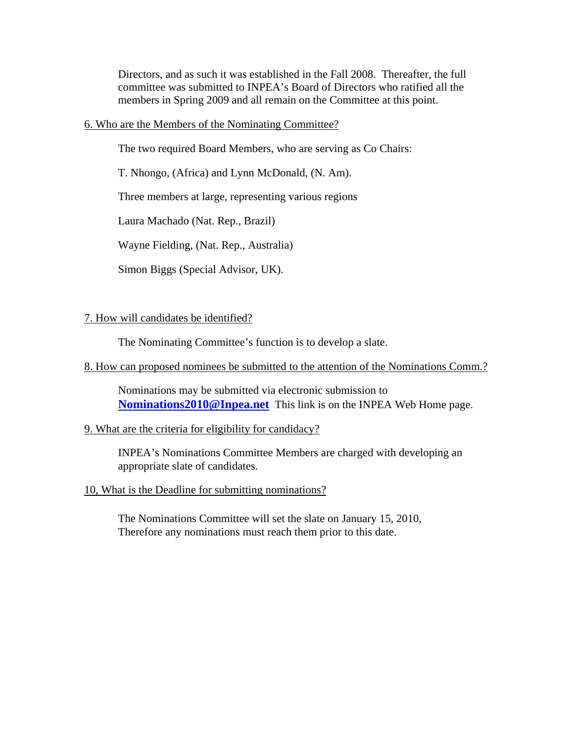Directors, and as such it was established in the Fall 2008. Thereafter, the full committee was submitted to INPEA's Board of Directors who ratified all the members in Spring 2009 and all remain on the Committee at this point.

<u>6. Who are the Members of the Nominating Committee?</u>

The two required Board Members, who are serving as Co Chairs:

T. Nhongo, (Africa) and Lynn McDonald, (N. Am).

Three members at large, representing various regions

Laura Machado (Nat. Rep., Brazil)

Wayne Fielding, (Nat. Rep., Australia)

Simon Biggs (Special Advisor, UK).

<u>7. How will candidates be identified?</u>

The Nominating Committee's function is to develop a slate.

<u>8. How can proposed nominees be submitted to the attention of the Nominations Comm.?</u>

Nominations may be submitted via electronic submission to **Nominations2010@Inpea.net** This link is on the INPEA Web Home page.

<u>9. What are the criteria for eligibility for candidacy?</u>

INPEA's Nominations Committee Members are charged with developing an appropriate slate of candidates.

<u>10, What is the Deadline for submitting nominations?</u>

The Nominations Committee will set the slate on January 15, 2010, Therefore any nominations must reach them prior to this date.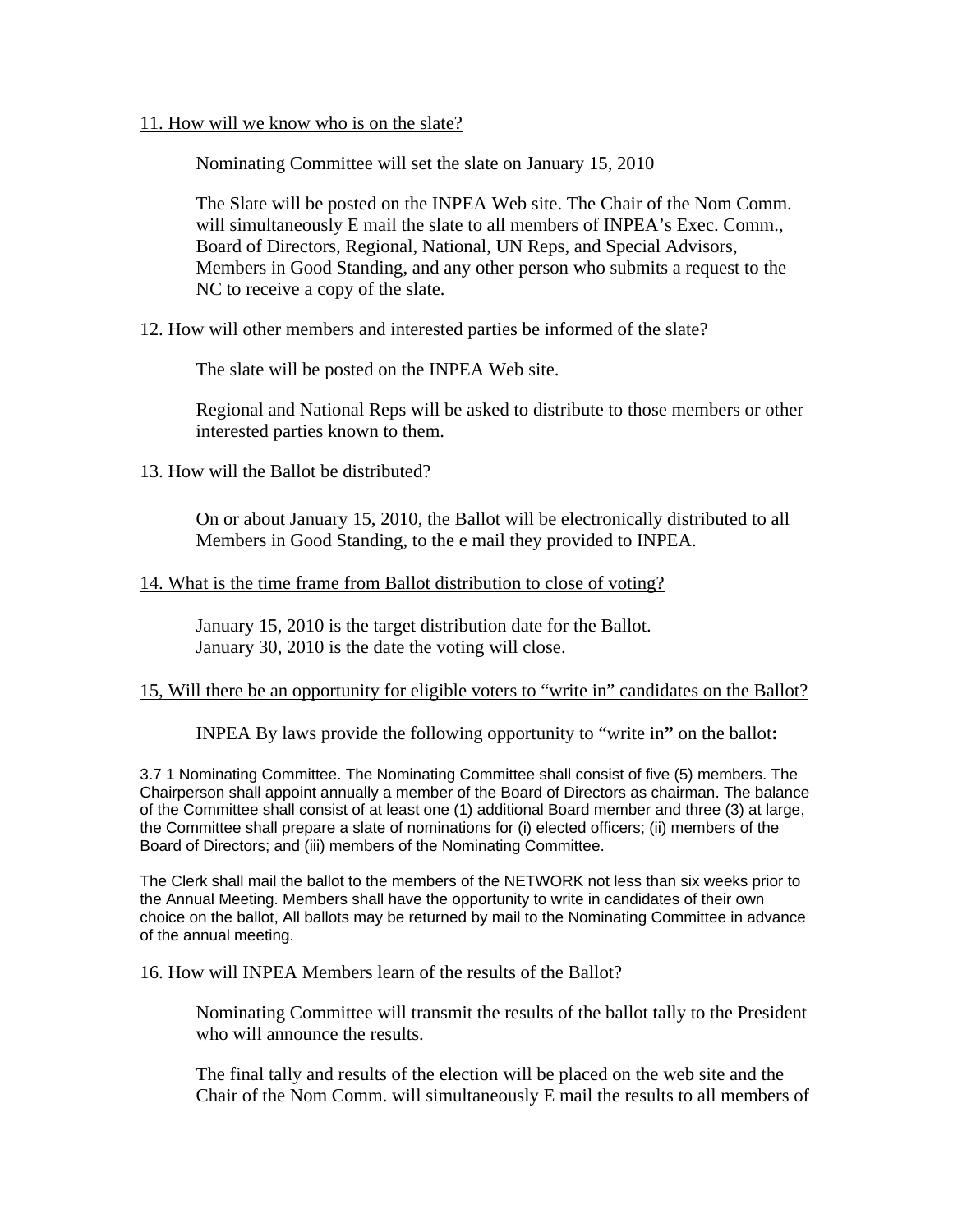<u>11. How will we know who is on the slate?</u>

Nominating Committee will set the slate on January 15, 2010

The Slate will be posted on the INPEA Web site. The Chair of the Nom Comm. will simultaneously E mail the slate to all members of INPEA's Exec. Comm., Board of Directors, Regional, National, UN Reps, and Special Advisors, Members in Good Standing, and any other person who submits a request to the NC to receive a copy of the slate.

<u>12. How will other members and interested parties be informed of the slate?</u>

The slate will be posted on the INPEA Web site.

Regional and National Reps will be asked to distribute to those members or other interested parties known to them.

<u>13. How will the Ballot be distributed?</u>

On or about January 15, 2010, the Ballot will be electronically distributed to all Members in Good Standing, to the e mail they provided to INPEA.

<u>14. What is the time frame from Ballot distribution to close of voting?</u>

January 15, 2010 is the target distribution date for the Ballot.
January 30, 2010 is the date the voting will close.

<u>15, Will there be an opportunity for eligible voters to "write in" candidates on the Ballot?</u>

INPEA By laws provide the following opportunity to "write in**"** on the ballot**:**

3.7 1 Nominating Committee. The Nominating Committee shall consist of five (5) members. The Chairperson shall appoint annually a member of the Board of Directors as chairman. The balance of the Committee shall consist of at least one (1) additional Board member and three (3) at large, the Committee shall prepare a slate of nominations for (i) elected officers; (ii) members of the Board of Directors; and (iii) members of the Nominating Committee.

The Clerk shall mail the ballot to the members of the NETWORK not less than six weeks prior to the Annual Meeting. Members shall have the opportunity to write in candidates of their own choice on the ballot, All ballots may be returned by mail to the Nominating Committee in advance of the annual meeting.

<u>16. How will INPEA Members learn of the results of the Ballot?</u>

Nominating Committee will transmit the results of the ballot tally to the President who will announce the results.

The final tally and results of the election will be placed on the web site and the Chair of the Nom Comm. will simultaneously E mail the results to all members of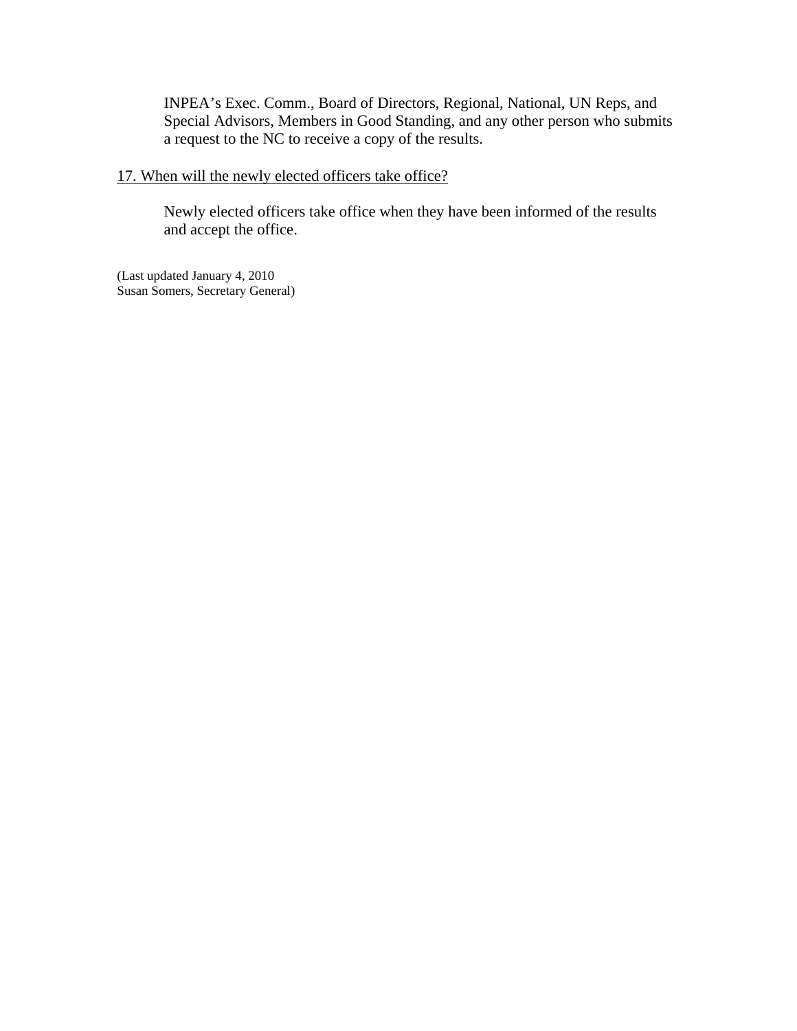INPEA's Exec. Comm., Board of Directors, Regional, National, UN Reps, and Special Advisors, Members in Good Standing, and any other person who submits a request to the NC to receive a copy of the results.

17. When will the newly elected officers take office?

Newly elected officers take office when they have been informed of the results and accept the office.

(Last updated January 4, 2010
Susan Somers, Secretary General)